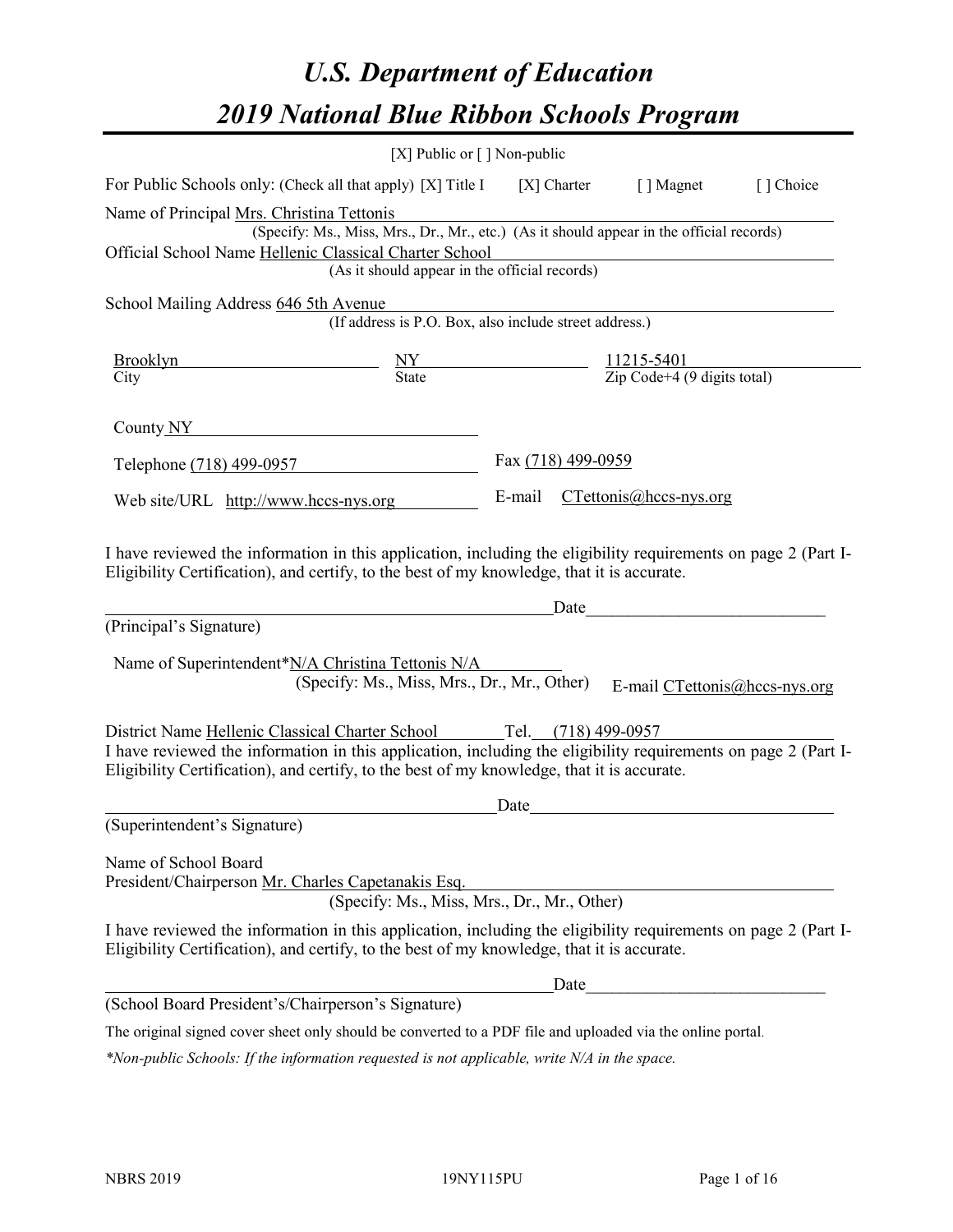# *U.S. Department of Education*

# *2019 National Blue Ribbon Schools Program*

[X] Public or [ ] Non-public

For Public Schools only: (Check all that apply) [X] Title I [X] Charter [ ] Magnet [ ] Choice

Name of Principal Mrs. Christina Tettonis
(Specify: Ms., Miss, Mrs., Dr., Mr., etc.) (As it should appear in the official records)

Official School Name Hellenic Classical Charter School
(As it should appear in the official records)

School Mailing Address 646 5th Avenue
(If address is P.O. Box, also include street address.)

Brooklyn (City) NY (State) 11215-5401 (Zip Code+4 (9 digits total))

County NY

Telephone (718) 499-0957 Fax (718) 499-0959

Web site/URL http://www.hccs-nys.org E-mail CTettonis@hccs-nys.org

I have reviewed the information in this application, including the eligibility requirements on page 2 (Part I-Eligibility Certification), and certify, to the best of my knowledge, that it is accurate.

_______________________________________ Date___________________
(Principal's Signature)

Name of Superintendent*N/A Christina Tettonis N/A
(Specify: Ms., Miss, Mrs., Dr., Mr., Other) E-mail CTettonis@hccs-nys.org

District Name Hellenic Classical Charter School Tel. (718) 499-0957

I have reviewed the information in this application, including the eligibility requirements on page 2 (Part I-Eligibility Certification), and certify, to the best of my knowledge, that it is accurate.

_______________________________________ Date___________________
(Superintendent's Signature)

Name of School Board
President/Chairperson Mr. Charles Capetanakis Esq.
(Specify: Ms., Miss, Mrs., Dr., Mr., Other)

I have reviewed the information in this application, including the eligibility requirements on page 2 (Part I-Eligibility Certification), and certify, to the best of my knowledge, that it is accurate.

_______________________________________ Date___________________
(School Board President's/Chairperson's Signature)

The original signed cover sheet only should be converted to a PDF file and uploaded via the online portal.

*\*Non-public Schools: If the information requested is not applicable, write N/A in the space.*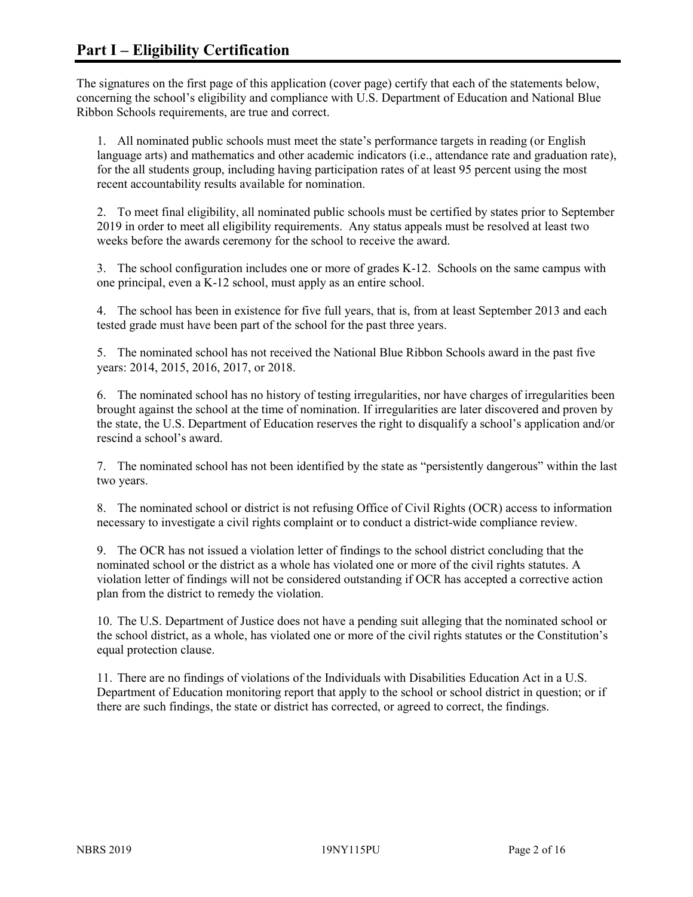# Part I – Eligibility Certification

The signatures on the first page of this application (cover page) certify that each of the statements below, concerning the school's eligibility and compliance with U.S. Department of Education and National Blue Ribbon Schools requirements, are true and correct.

1. All nominated public schools must meet the state's performance targets in reading (or English language arts) and mathematics and other academic indicators (i.e., attendance rate and graduation rate), for the all students group, including having participation rates of at least 95 percent using the most recent accountability results available for nomination.

2. To meet final eligibility, all nominated public schools must be certified by states prior to September 2019 in order to meet all eligibility requirements. Any status appeals must be resolved at least two weeks before the awards ceremony for the school to receive the award.

3. The school configuration includes one or more of grades K-12. Schools on the same campus with one principal, even a K-12 school, must apply as an entire school.

4. The school has been in existence for five full years, that is, from at least September 2013 and each tested grade must have been part of the school for the past three years.

5. The nominated school has not received the National Blue Ribbon Schools award in the past five years: 2014, 2015, 2016, 2017, or 2018.

6. The nominated school has no history of testing irregularities, nor have charges of irregularities been brought against the school at the time of nomination. If irregularities are later discovered and proven by the state, the U.S. Department of Education reserves the right to disqualify a school's application and/or rescind a school's award.

7. The nominated school has not been identified by the state as "persistently dangerous" within the last two years.

8. The nominated school or district is not refusing Office of Civil Rights (OCR) access to information necessary to investigate a civil rights complaint or to conduct a district-wide compliance review.

9. The OCR has not issued a violation letter of findings to the school district concluding that the nominated school or the district as a whole has violated one or more of the civil rights statutes. A violation letter of findings will not be considered outstanding if OCR has accepted a corrective action plan from the district to remedy the violation.

10. The U.S. Department of Justice does not have a pending suit alleging that the nominated school or the school district, as a whole, has violated one or more of the civil rights statutes or the Constitution's equal protection clause.

11. There are no findings of violations of the Individuals with Disabilities Education Act in a U.S. Department of Education monitoring report that apply to the school or school district in question; or if there are such findings, the state or district has corrected, or agreed to correct, the findings.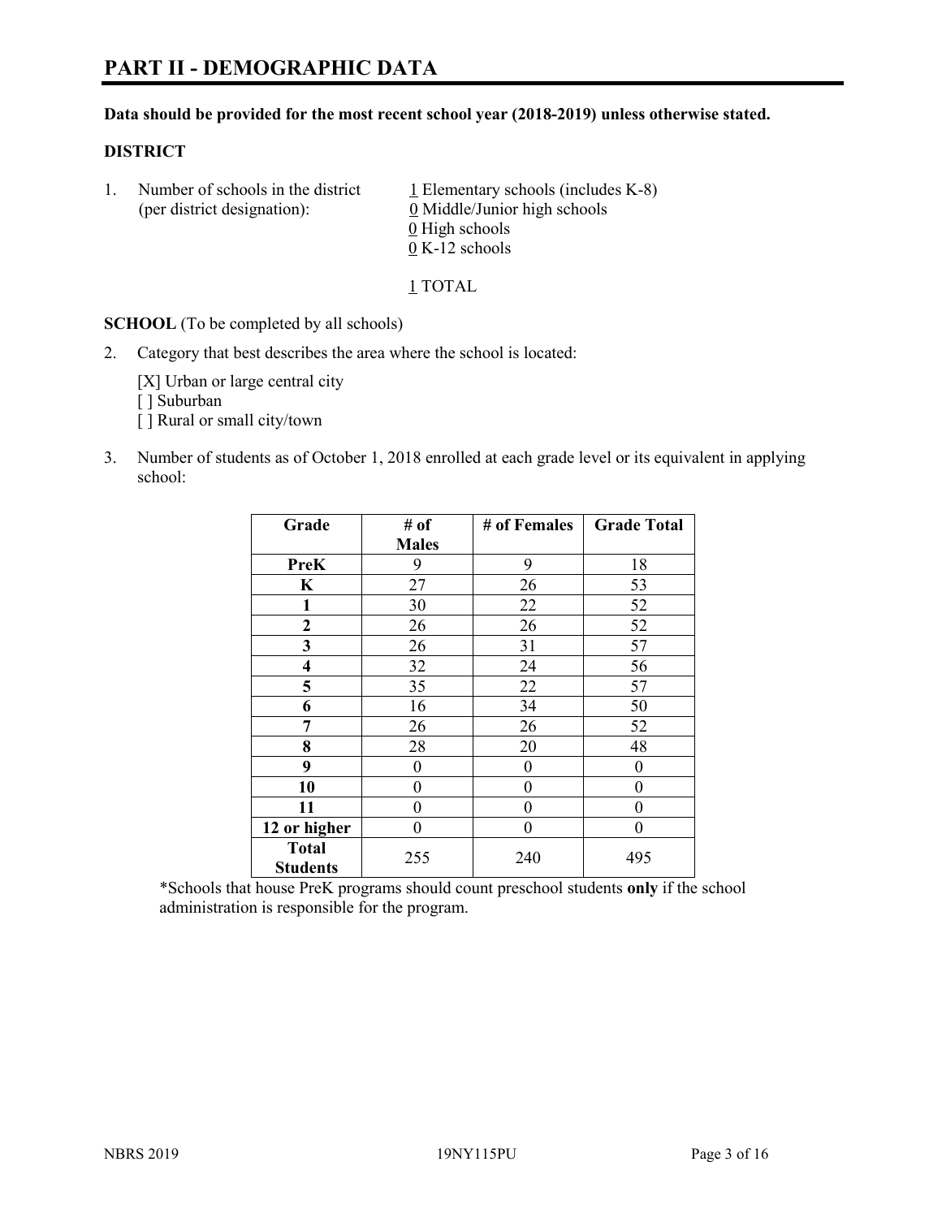# PART II - DEMOGRAPHIC DATA

**Data should be provided for the most recent school year (2018-2019) unless otherwise stated.**

**DISTRICT**

1. Number of schools in the district (per district designation):
   1 Elementary schools (includes K-8)
   0 Middle/Junior high schools
   0 High schools
   0 K-12 schools

   1 TOTAL

**SCHOOL** (To be completed by all schools)

2. Category that best describes the area where the school is located:

   [X] Urban or large central city
   [ ] Suburban
   [ ] Rural or small city/town

3. Number of students as of October 1, 2018 enrolled at each grade level or its equivalent in applying school:

| Grade | # of Males | # of Females | Grade Total |
|---|---|---|---|
| **PreK** | 9 | 9 | 18 |
| **K** | 27 | 26 | 53 |
| **1** | 30 | 22 | 52 |
| **2** | 26 | 26 | 52 |
| **3** | 26 | 31 | 57 |
| **4** | 32 | 24 | 56 |
| **5** | 35 | 22 | 57 |
| **6** | 16 | 34 | 50 |
| **7** | 26 | 26 | 52 |
| **8** | 28 | 20 | 48 |
| **9** | 0 | 0 | 0 |
| **10** | 0 | 0 | 0 |
| **11** | 0 | 0 | 0 |
| **12 or higher** | 0 | 0 | 0 |
| **Total Students** | 255 | 240 | 495 |

*Schools that house PreK programs should count preschool students **only** if the school administration is responsible for the program.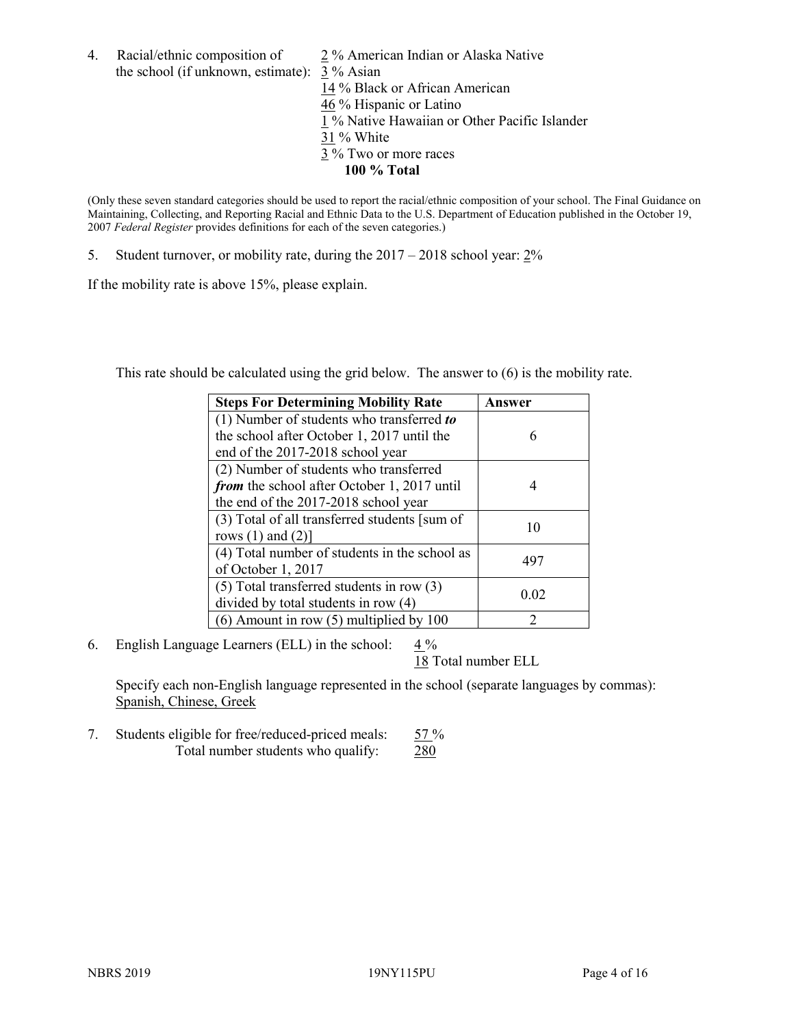4. Racial/ethnic composition of the school (if unknown, estimate):

2 % American Indian or Alaska Native
3 % Asian
14 % Black or African American
46 % Hispanic or Latino
1 % Native Hawaiian or Other Pacific Islander
31 % White
3 % Two or more races
**100 % Total**

(Only these seven standard categories should be used to report the racial/ethnic composition of your school. The Final Guidance on Maintaining, Collecting, and Reporting Racial and Ethnic Data to the U.S. Department of Education published in the October 19, 2007 *Federal Register* provides definitions for each of the seven categories.)

5. Student turnover, or mobility rate, during the 2017 – 2018 school year: 2%

If the mobility rate is above 15%, please explain.

This rate should be calculated using the grid below. The answer to (6) is the mobility rate.

| **Steps For Determining Mobility Rate** | **Answer** |
|---|---|
| (1) Number of students who transferred ***to*** the school after October 1, 2017 until the end of the 2017-2018 school year | 6 |
| (2) Number of students who transferred ***from*** the school after October 1, 2017 until the end of the 2017-2018 school year | 4 |
| (3) Total of all transferred students [sum of rows (1) and (2)] | 10 |
| (4) Total number of students in the school as of October 1, 2017 | 497 |
| (5) Total transferred students in row (3) divided by total students in row (4) | 0.02 |
| (6) Amount in row (5) multiplied by 100 | 2 |

6. English Language Learners (ELL) in the school: 4 %
18 Total number ELL

Specify each non-English language represented in the school (separate languages by commas): Spanish, Chinese, Greek

7. Students eligible for free/reduced-priced meals: 57 %
Total number students who qualify: 280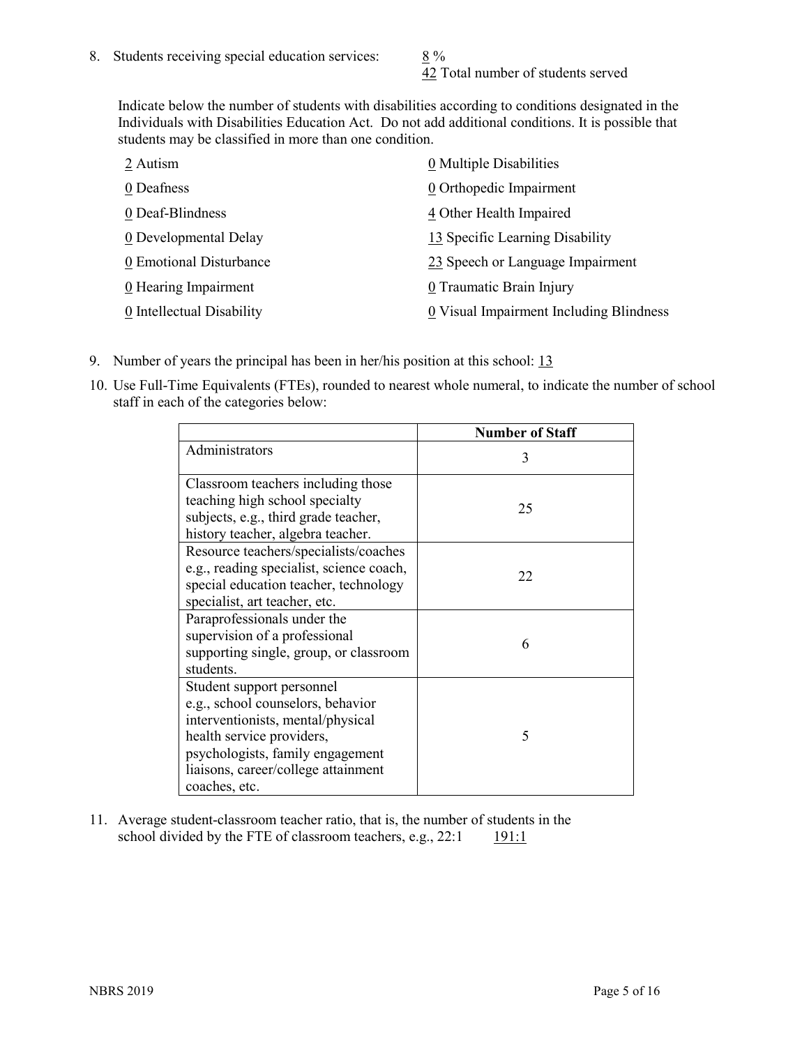8. Students receiving special education services: 8 %
   42 Total number of students served

   Indicate below the number of students with disabilities according to conditions designated in the Individuals with Disabilities Education Act. Do not add additional conditions. It is possible that students may be classified in more than one condition.

| | |
|---|---|
| 2 Autism | 0 Multiple Disabilities |
| 0 Deafness | 0 Orthopedic Impairment |
| 0 Deaf-Blindness | 4 Other Health Impaired |
| 0 Developmental Delay | 13 Specific Learning Disability |
| 0 Emotional Disturbance | 23 Speech or Language Impairment |
| 0 Hearing Impairment | 0 Traumatic Brain Injury |
| 0 Intellectual Disability | 0 Visual Impairment Including Blindness |

9. Number of years the principal has been in her/his position at this school: 13

10. Use Full-Time Equivalents (FTEs), rounded to nearest whole numeral, to indicate the number of school staff in each of the categories below:

| | Number of Staff |
|---|---|
| Administrators | 3 |
| Classroom teachers including those teaching high school specialty subjects, e.g., third grade teacher, history teacher, algebra teacher. | 25 |
| Resource teachers/specialists/coaches e.g., reading specialist, science coach, special education teacher, technology specialist, art teacher, etc. | 22 |
| Paraprofessionals under the supervision of a professional supporting single, group, or classroom students. | 6 |
| Student support personnel e.g., school counselors, behavior interventionists, mental/physical health service providers, psychologists, family engagement liaisons, career/college attainment coaches, etc. | 5 |

11. Average student-classroom teacher ratio, that is, the number of students in the school divided by the FTE of classroom teachers, e.g., 22:1 191:1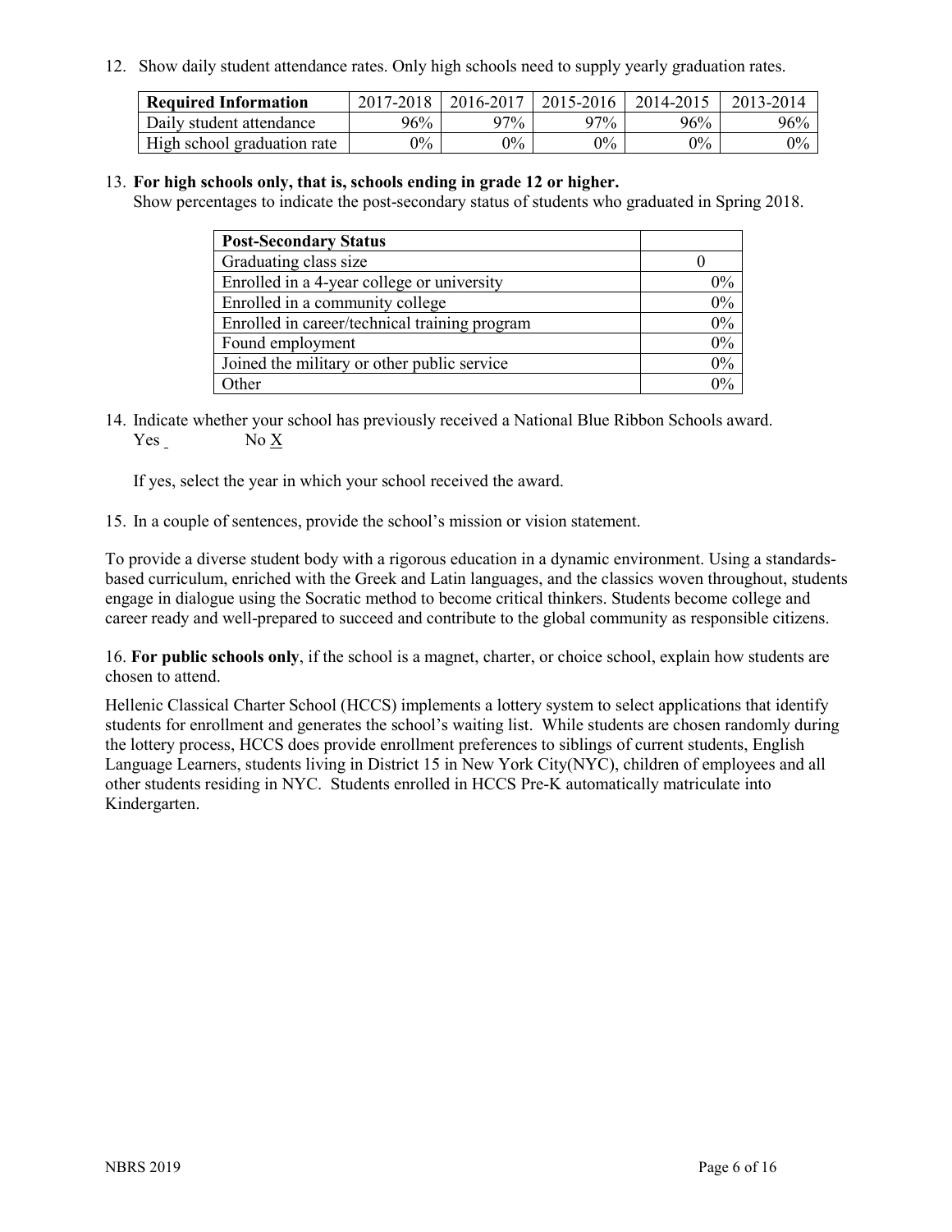12. Show daily student attendance rates. Only high schools need to supply yearly graduation rates.

| Required Information | 2017-2018 | 2016-2017 | 2015-2016 | 2014-2015 | 2013-2014 |
| --- | --- | --- | --- | --- | --- |
| Daily student attendance | 96% | 97% | 97% | 96% | 96% |
| High school graduation rate | 0% | 0% | 0% | 0% | 0% |

13. **For high schools only, that is, schools ending in grade 12 or higher.**
Show percentages to indicate the post-secondary status of students who graduated in Spring 2018.

| Post-Secondary Status | |
| --- | --- |
| Graduating class size | 0 |
| Enrolled in a 4-year college or university | 0% |
| Enrolled in a community college | 0% |
| Enrolled in career/technical training program | 0% |
| Found employment | 0% |
| Joined the military or other public service | 0% |
| Other | 0% |

14. Indicate whether your school has previously received a National Blue Ribbon Schools award.
Yes _ No X

If yes, select the year in which your school received the award.

15. In a couple of sentences, provide the school's mission or vision statement.

To provide a diverse student body with a rigorous education in a dynamic environment. Using a standards-based curriculum, enriched with the Greek and Latin languages, and the classics woven throughout, students engage in dialogue using the Socratic method to become critical thinkers. Students become college and career ready and well-prepared to succeed and contribute to the global community as responsible citizens.

16. **For public schools only**, if the school is a magnet, charter, or choice school, explain how students are chosen to attend.

Hellenic Classical Charter School (HCCS) implements a lottery system to select applications that identify students for enrollment and generates the school's waiting list. While students are chosen randomly during the lottery process, HCCS does provide enrollment preferences to siblings of current students, English Language Learners, students living in District 15 in New York City(NYC), children of employees and all other students residing in NYC. Students enrolled in HCCS Pre-K automatically matriculate into Kindergarten.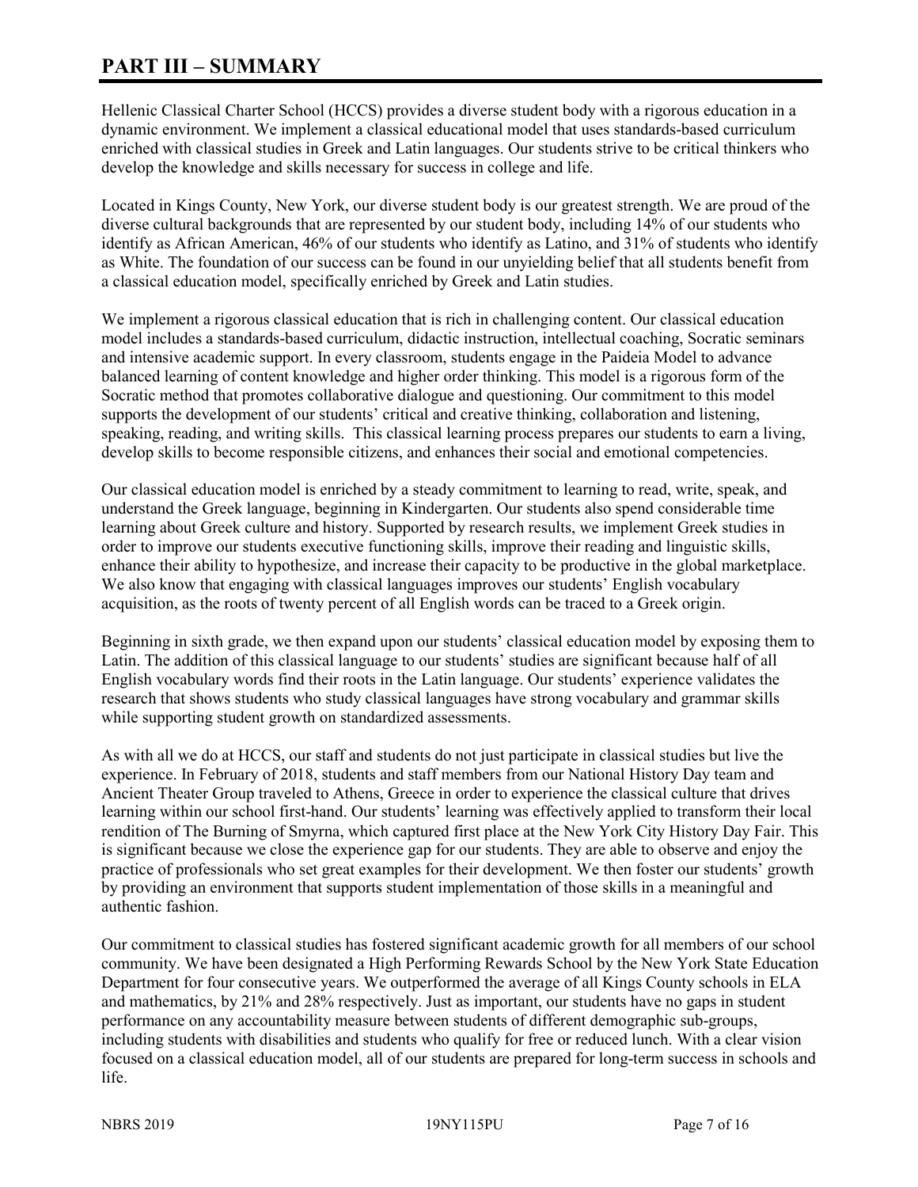# PART III – SUMMARY

Hellenic Classical Charter School (HCCS) provides a diverse student body with a rigorous education in a dynamic environment. We implement a classical educational model that uses standards-based curriculum enriched with classical studies in Greek and Latin languages. Our students strive to be critical thinkers who develop the knowledge and skills necessary for success in college and life.

Located in Kings County, New York, our diverse student body is our greatest strength. We are proud of the diverse cultural backgrounds that are represented by our student body, including 14% of our students who identify as African American, 46% of our students who identify as Latino, and 31% of students who identify as White. The foundation of our success can be found in our unyielding belief that all students benefit from a classical education model, specifically enriched by Greek and Latin studies.

We implement a rigorous classical education that is rich in challenging content. Our classical education model includes a standards-based curriculum, didactic instruction, intellectual coaching, Socratic seminars and intensive academic support. In every classroom, students engage in the Paideia Model to advance balanced learning of content knowledge and higher order thinking. This model is a rigorous form of the Socratic method that promotes collaborative dialogue and questioning. Our commitment to this model supports the development of our students' critical and creative thinking, collaboration and listening, speaking, reading, and writing skills. This classical learning process prepares our students to earn a living, develop skills to become responsible citizens, and enhances their social and emotional competencies.

Our classical education model is enriched by a steady commitment to learning to read, write, speak, and understand the Greek language, beginning in Kindergarten. Our students also spend considerable time learning about Greek culture and history. Supported by research results, we implement Greek studies in order to improve our students executive functioning skills, improve their reading and linguistic skills, enhance their ability to hypothesize, and increase their capacity to be productive in the global marketplace. We also know that engaging with classical languages improves our students' English vocabulary acquisition, as the roots of twenty percent of all English words can be traced to a Greek origin.

Beginning in sixth grade, we then expand upon our students' classical education model by exposing them to Latin. The addition of this classical language to our students' studies are significant because half of all English vocabulary words find their roots in the Latin language. Our students' experience validates the research that shows students who study classical languages have strong vocabulary and grammar skills while supporting student growth on standardized assessments.

As with all we do at HCCS, our staff and students do not just participate in classical studies but live the experience. In February of 2018, students and staff members from our National History Day team and Ancient Theater Group traveled to Athens, Greece in order to experience the classical culture that drives learning within our school first-hand. Our students' learning was effectively applied to transform their local rendition of The Burning of Smyrna, which captured first place at the New York City History Day Fair. This is significant because we close the experience gap for our students. They are able to observe and enjoy the practice of professionals who set great examples for their development. We then foster our students' growth by providing an environment that supports student implementation of those skills in a meaningful and authentic fashion.

Our commitment to classical studies has fostered significant academic growth for all members of our school community. We have been designated a High Performing Rewards School by the New York State Education Department for four consecutive years. We outperformed the average of all Kings County schools in ELA and mathematics, by 21% and 28% respectively. Just as important, our students have no gaps in student performance on any accountability measure between students of different demographic sub-groups, including students with disabilities and students who qualify for free or reduced lunch. With a clear vision focused on a classical education model, all of our students are prepared for long-term success in schools and life.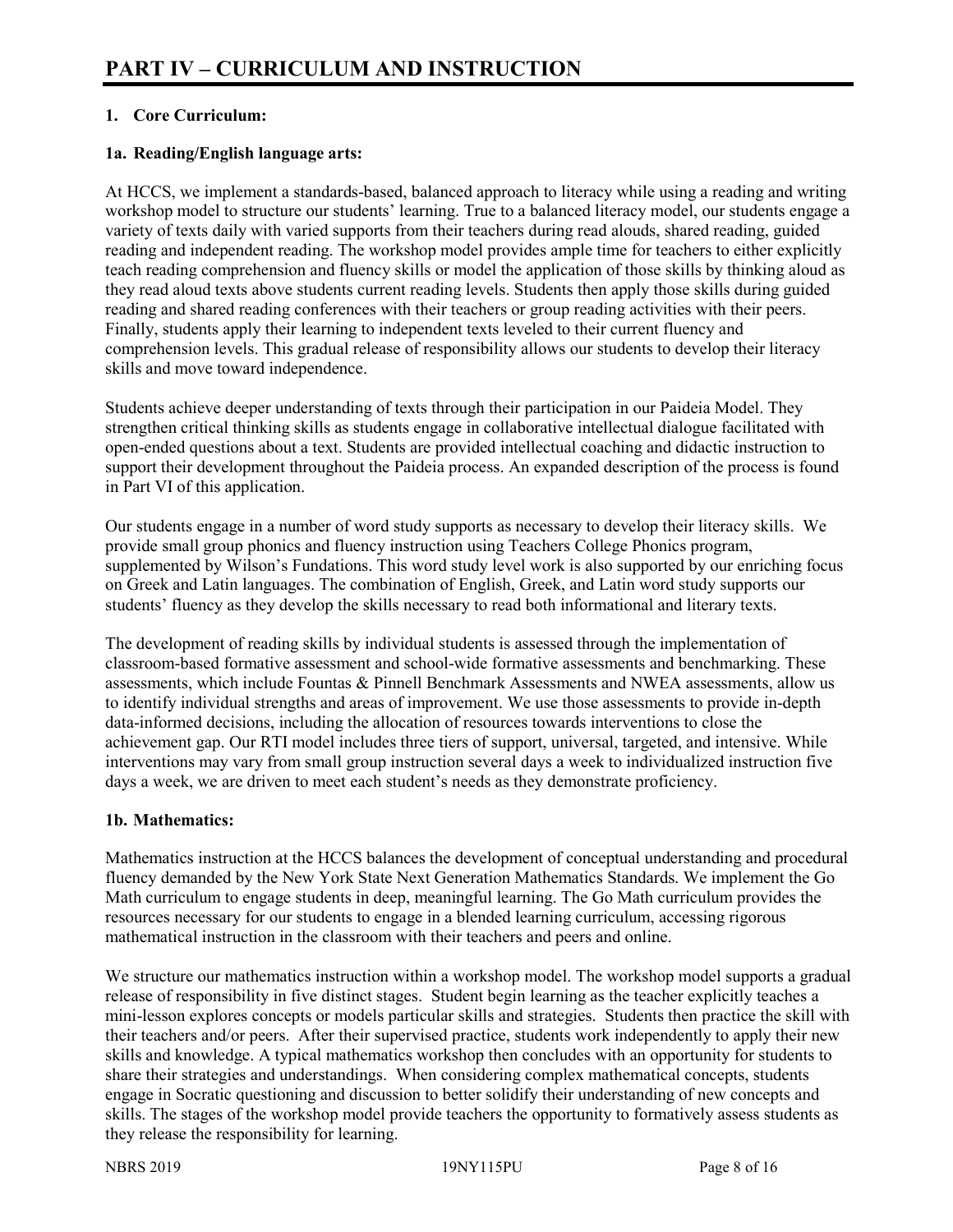# PART IV – CURRICULUM AND INSTRUCTION

**1. Core Curriculum:**

**1a. Reading/English language arts:**

At HCCS, we implement a standards-based, balanced approach to literacy while using a reading and writing workshop model to structure our students' learning. True to a balanced literacy model, our students engage a variety of texts daily with varied supports from their teachers during read alouds, shared reading, guided reading and independent reading. The workshop model provides ample time for teachers to either explicitly teach reading comprehension and fluency skills or model the application of those skills by thinking aloud as they read aloud texts above students current reading levels. Students then apply those skills during guided reading and shared reading conferences with their teachers or group reading activities with their peers. Finally, students apply their learning to independent texts leveled to their current fluency and comprehension levels. This gradual release of responsibility allows our students to develop their literacy skills and move toward independence.

Students achieve deeper understanding of texts through their participation in our Paideia Model. They strengthen critical thinking skills as students engage in collaborative intellectual dialogue facilitated with open-ended questions about a text. Students are provided intellectual coaching and didactic instruction to support their development throughout the Paideia process. An expanded description of the process is found in Part VI of this application.

Our students engage in a number of word study supports as necessary to develop their literacy skills. We provide small group phonics and fluency instruction using Teachers College Phonics program, supplemented by Wilson's Fundations. This word study level work is also supported by our enriching focus on Greek and Latin languages. The combination of English, Greek, and Latin word study supports our students' fluency as they develop the skills necessary to read both informational and literary texts.

The development of reading skills by individual students is assessed through the implementation of classroom-based formative assessment and school-wide formative assessments and benchmarking. These assessments, which include Fountas & Pinnell Benchmark Assessments and NWEA assessments, allow us to identify individual strengths and areas of improvement. We use those assessments to provide in-depth data-informed decisions, including the allocation of resources towards interventions to close the achievement gap. Our RTI model includes three tiers of support, universal, targeted, and intensive. While interventions may vary from small group instruction several days a week to individualized instruction five days a week, we are driven to meet each student's needs as they demonstrate proficiency.

**1b. Mathematics:**

Mathematics instruction at the HCCS balances the development of conceptual understanding and procedural fluency demanded by the New York State Next Generation Mathematics Standards. We implement the Go Math curriculum to engage students in deep, meaningful learning. The Go Math curriculum provides the resources necessary for our students to engage in a blended learning curriculum, accessing rigorous mathematical instruction in the classroom with their teachers and peers and online.

We structure our mathematics instruction within a workshop model. The workshop model supports a gradual release of responsibility in five distinct stages. Student begin learning as the teacher explicitly teaches a mini-lesson explores concepts or models particular skills and strategies. Students then practice the skill with their teachers and/or peers. After their supervised practice, students work independently to apply their new skills and knowledge. A typical mathematics workshop then concludes with an opportunity for students to share their strategies and understandings. When considering complex mathematical concepts, students engage in Socratic questioning and discussion to better solidify their understanding of new concepts and skills. The stages of the workshop model provide teachers the opportunity to formatively assess students as they release the responsibility for learning.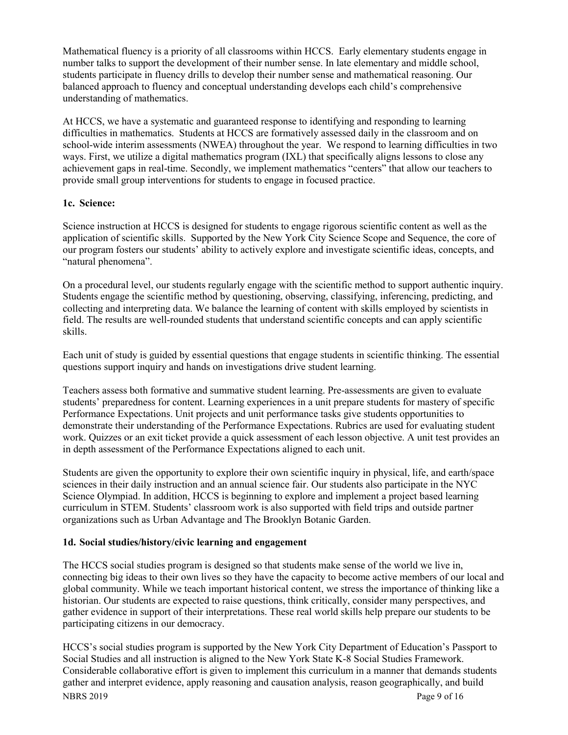Mathematical fluency is a priority of all classrooms within HCCS. Early elementary students engage in number talks to support the development of their number sense. In late elementary and middle school, students participate in fluency drills to develop their number sense and mathematical reasoning. Our balanced approach to fluency and conceptual understanding develops each child's comprehensive understanding of mathematics.

At HCCS, we have a systematic and guaranteed response to identifying and responding to learning difficulties in mathematics. Students at HCCS are formatively assessed daily in the classroom and on school-wide interim assessments (NWEA) throughout the year. We respond to learning difficulties in two ways. First, we utilize a digital mathematics program (IXL) that specifically aligns lessons to close any achievement gaps in real-time. Secondly, we implement mathematics "centers" that allow our teachers to provide small group interventions for students to engage in focused practice.

**1c. Science:**

Science instruction at HCCS is designed for students to engage rigorous scientific content as well as the application of scientific skills. Supported by the New York City Science Scope and Sequence, the core of our program fosters our students' ability to actively explore and investigate scientific ideas, concepts, and "natural phenomena".

On a procedural level, our students regularly engage with the scientific method to support authentic inquiry. Students engage the scientific method by questioning, observing, classifying, inferencing, predicting, and collecting and interpreting data. We balance the learning of content with skills employed by scientists in field. The results are well-rounded students that understand scientific concepts and can apply scientific skills.

Each unit of study is guided by essential questions that engage students in scientific thinking. The essential questions support inquiry and hands on investigations drive student learning.

Teachers assess both formative and summative student learning. Pre-assessments are given to evaluate students' preparedness for content. Learning experiences in a unit prepare students for mastery of specific Performance Expectations. Unit projects and unit performance tasks give students opportunities to demonstrate their understanding of the Performance Expectations. Rubrics are used for evaluating student work. Quizzes or an exit ticket provide a quick assessment of each lesson objective. A unit test provides an in depth assessment of the Performance Expectations aligned to each unit.

Students are given the opportunity to explore their own scientific inquiry in physical, life, and earth/space sciences in their daily instruction and an annual science fair. Our students also participate in the NYC Science Olympiad. In addition, HCCS is beginning to explore and implement a project based learning curriculum in STEM. Students' classroom work is also supported with field trips and outside partner organizations such as Urban Advantage and The Brooklyn Botanic Garden.

**1d. Social studies/history/civic learning and engagement**

The HCCS social studies program is designed so that students make sense of the world we live in, connecting big ideas to their own lives so they have the capacity to become active members of our local and global community. While we teach important historical content, we stress the importance of thinking like a historian. Our students are expected to raise questions, think critically, consider many perspectives, and gather evidence in support of their interpretations. These real world skills help prepare our students to be participating citizens in our democracy.

HCCS's social studies program is supported by the New York City Department of Education's Passport to Social Studies and all instruction is aligned to the New York State K-8 Social Studies Framework. Considerable collaborative effort is given to implement this curriculum in a manner that demands students gather and interpret evidence, apply reasoning and causation analysis, reason geographically, and build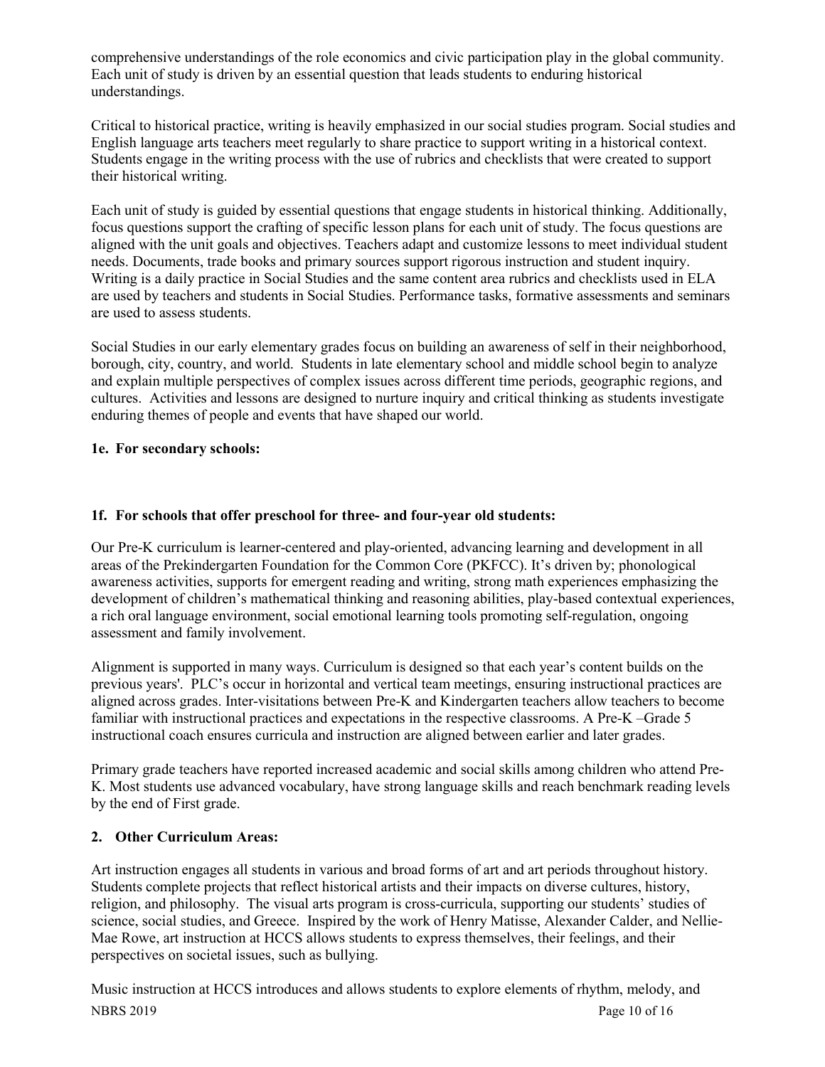comprehensive understandings of the role economics and civic participation play in the global community. Each unit of study is driven by an essential question that leads students to enduring historical understandings.

Critical to historical practice, writing is heavily emphasized in our social studies program. Social studies and English language arts teachers meet regularly to share practice to support writing in a historical context. Students engage in the writing process with the use of rubrics and checklists that were created to support their historical writing.

Each unit of study is guided by essential questions that engage students in historical thinking. Additionally, focus questions support the crafting of specific lesson plans for each unit of study. The focus questions are aligned with the unit goals and objectives. Teachers adapt and customize lessons to meet individual student needs. Documents, trade books and primary sources support rigorous instruction and student inquiry. Writing is a daily practice in Social Studies and the same content area rubrics and checklists used in ELA are used by teachers and students in Social Studies. Performance tasks, formative assessments and seminars are used to assess students.

Social Studies in our early elementary grades focus on building an awareness of self in their neighborhood, borough, city, country, and world. Students in late elementary school and middle school begin to analyze and explain multiple perspectives of complex issues across different time periods, geographic regions, and cultures. Activities and lessons are designed to nurture inquiry and critical thinking as students investigate enduring themes of people and events that have shaped our world.

**1e. For secondary schools:**

**1f. For schools that offer preschool for three- and four-year old students:**

Our Pre-K curriculum is learner-centered and play-oriented, advancing learning and development in all areas of the Prekindergarten Foundation for the Common Core (PKFCC). It's driven by; phonological awareness activities, supports for emergent reading and writing, strong math experiences emphasizing the development of children's mathematical thinking and reasoning abilities, play-based contextual experiences, a rich oral language environment, social emotional learning tools promoting self-regulation, ongoing assessment and family involvement.

Alignment is supported in many ways. Curriculum is designed so that each year's content builds on the previous years'. PLC's occur in horizontal and vertical team meetings, ensuring instructional practices are aligned across grades. Inter-visitations between Pre-K and Kindergarten teachers allow teachers to become familiar with instructional practices and expectations in the respective classrooms. A Pre-K –Grade 5 instructional coach ensures curricula and instruction are aligned between earlier and later grades.

Primary grade teachers have reported increased academic and social skills among children who attend Pre-K. Most students use advanced vocabulary, have strong language skills and reach benchmark reading levels by the end of First grade.

**2. Other Curriculum Areas:**

Art instruction engages all students in various and broad forms of art and art periods throughout history. Students complete projects that reflect historical artists and their impacts on diverse cultures, history, religion, and philosophy. The visual arts program is cross-curricula, supporting our students' studies of science, social studies, and Greece. Inspired by the work of Henry Matisse, Alexander Calder, and Nellie-Mae Rowe, art instruction at HCCS allows students to express themselves, their feelings, and their perspectives on societal issues, such as bullying.

Music instruction at HCCS introduces and allows students to explore elements of rhythm, melody, and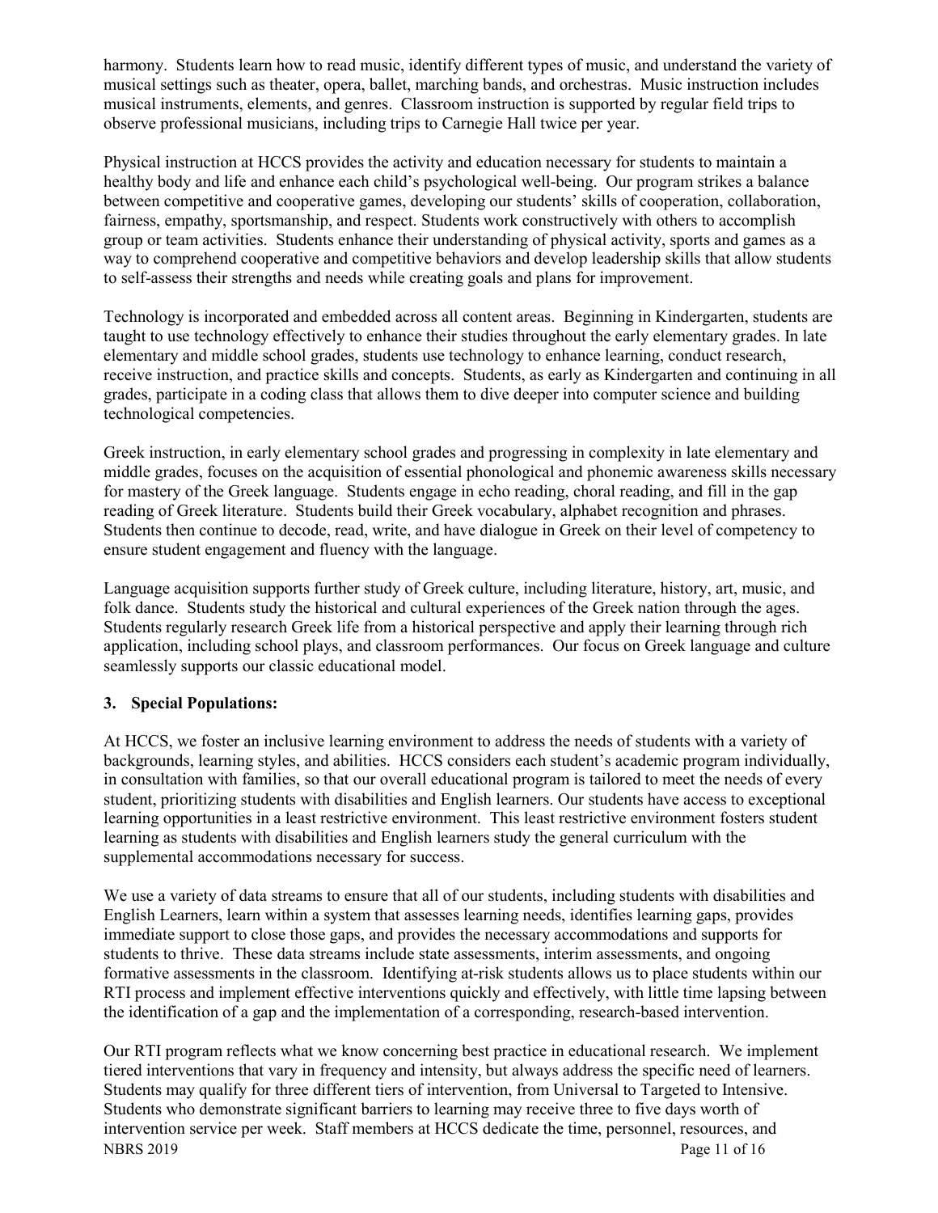harmony. Students learn how to read music, identify different types of music, and understand the variety of musical settings such as theater, opera, ballet, marching bands, and orchestras. Music instruction includes musical instruments, elements, and genres. Classroom instruction is supported by regular field trips to observe professional musicians, including trips to Carnegie Hall twice per year.

Physical instruction at HCCS provides the activity and education necessary for students to maintain a healthy body and life and enhance each child's psychological well-being. Our program strikes a balance between competitive and cooperative games, developing our students' skills of cooperation, collaboration, fairness, empathy, sportsmanship, and respect. Students work constructively with others to accomplish group or team activities. Students enhance their understanding of physical activity, sports and games as a way to comprehend cooperative and competitive behaviors and develop leadership skills that allow students to self-assess their strengths and needs while creating goals and plans for improvement.

Technology is incorporated and embedded across all content areas. Beginning in Kindergarten, students are taught to use technology effectively to enhance their studies throughout the early elementary grades. In late elementary and middle school grades, students use technology to enhance learning, conduct research, receive instruction, and practice skills and concepts. Students, as early as Kindergarten and continuing in all grades, participate in a coding class that allows them to dive deeper into computer science and building technological competencies.

Greek instruction, in early elementary school grades and progressing in complexity in late elementary and middle grades, focuses on the acquisition of essential phonological and phonemic awareness skills necessary for mastery of the Greek language. Students engage in echo reading, choral reading, and fill in the gap reading of Greek literature. Students build their Greek vocabulary, alphabet recognition and phrases. Students then continue to decode, read, write, and have dialogue in Greek on their level of competency to ensure student engagement and fluency with the language.

Language acquisition supports further study of Greek culture, including literature, history, art, music, and folk dance. Students study the historical and cultural experiences of the Greek nation through the ages. Students regularly research Greek life from a historical perspective and apply their learning through rich application, including school plays, and classroom performances. Our focus on Greek language and culture seamlessly supports our classic educational model.

**3. Special Populations:**

At HCCS, we foster an inclusive learning environment to address the needs of students with a variety of backgrounds, learning styles, and abilities. HCCS considers each student's academic program individually, in consultation with families, so that our overall educational program is tailored to meet the needs of every student, prioritizing students with disabilities and English learners. Our students have access to exceptional learning opportunities in a least restrictive environment. This least restrictive environment fosters student learning as students with disabilities and English learners study the general curriculum with the supplemental accommodations necessary for success.

We use a variety of data streams to ensure that all of our students, including students with disabilities and English Learners, learn within a system that assesses learning needs, identifies learning gaps, provides immediate support to close those gaps, and provides the necessary accommodations and supports for students to thrive. These data streams include state assessments, interim assessments, and ongoing formative assessments in the classroom. Identifying at-risk students allows us to place students within our RTI process and implement effective interventions quickly and effectively, with little time lapsing between the identification of a gap and the implementation of a corresponding, research-based intervention.

Our RTI program reflects what we know concerning best practice in educational research. We implement tiered interventions that vary in frequency and intensity, but always address the specific need of learners. Students may qualify for three different tiers of intervention, from Universal to Targeted to Intensive. Students who demonstrate significant barriers to learning may receive three to five days worth of intervention service per week. Staff members at HCCS dedicate the time, personnel, resources, and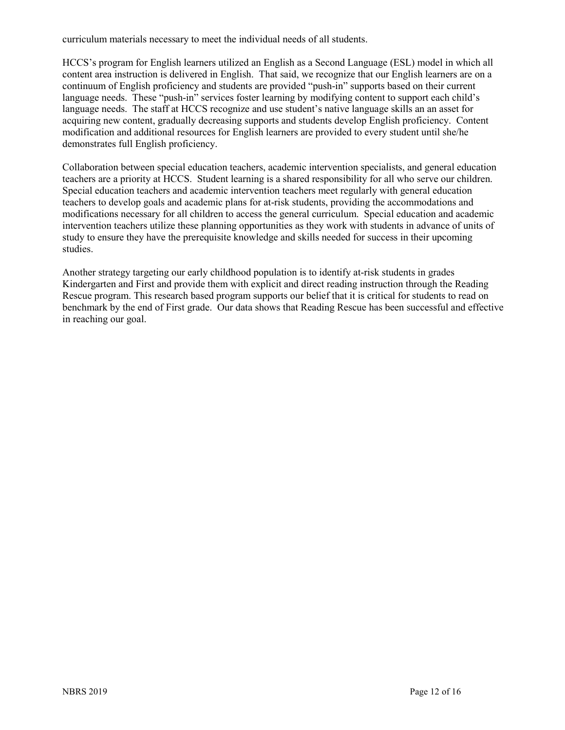curriculum materials necessary to meet the individual needs of all students.

HCCS's program for English learners utilized an English as a Second Language (ESL) model in which all content area instruction is delivered in English. That said, we recognize that our English learners are on a continuum of English proficiency and students are provided "push-in" supports based on their current language needs. These "push-in" services foster learning by modifying content to support each child's language needs. The staff at HCCS recognize and use student's native language skills an an asset for acquiring new content, gradually decreasing supports and students develop English proficiency. Content modification and additional resources for English learners are provided to every student until she/he demonstrates full English proficiency.

Collaboration between special education teachers, academic intervention specialists, and general education teachers are a priority at HCCS. Student learning is a shared responsibility for all who serve our children. Special education teachers and academic intervention teachers meet regularly with general education teachers to develop goals and academic plans for at-risk students, providing the accommodations and modifications necessary for all children to access the general curriculum. Special education and academic intervention teachers utilize these planning opportunities as they work with students in advance of units of study to ensure they have the prerequisite knowledge and skills needed for success in their upcoming studies.

Another strategy targeting our early childhood population is to identify at-risk students in grades Kindergarten and First and provide them with explicit and direct reading instruction through the Reading Rescue program. This research based program supports our belief that it is critical for students to read on benchmark by the end of First grade. Our data shows that Reading Rescue has been successful and effective in reaching our goal.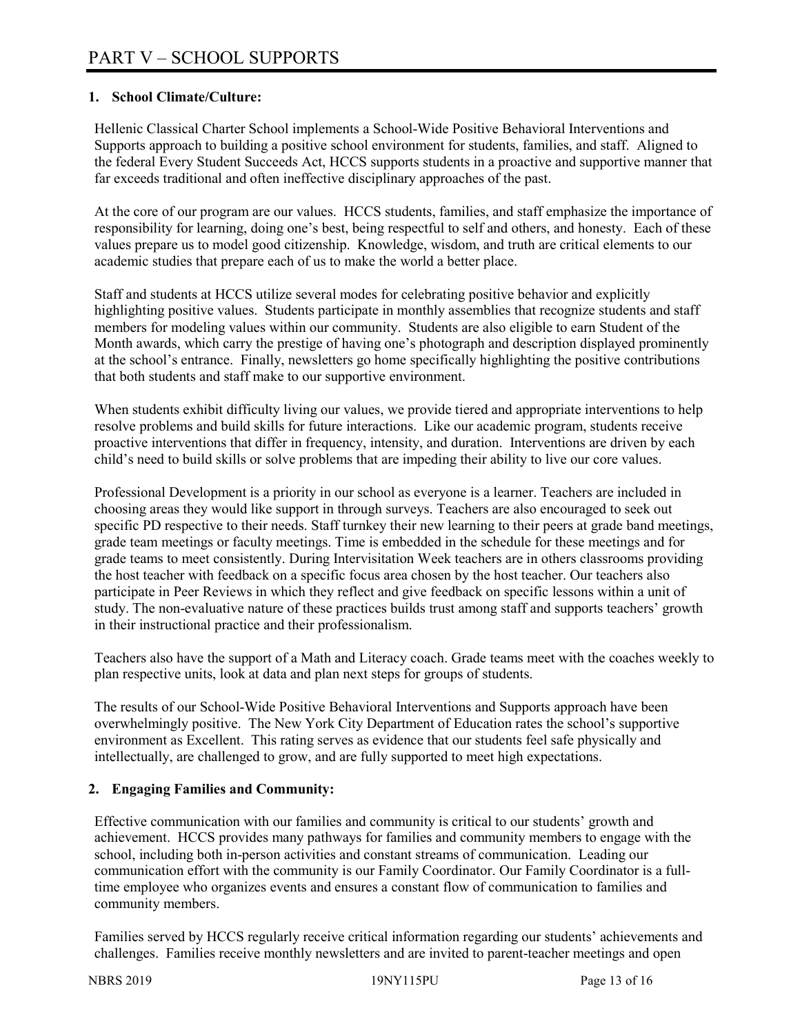# PART V – SCHOOL SUPPORTS

## 1. School Climate/Culture:

Hellenic Classical Charter School implements a School-Wide Positive Behavioral Interventions and Supports approach to building a positive school environment for students, families, and staff. Aligned to the federal Every Student Succeeds Act, HCCS supports students in a proactive and supportive manner that far exceeds traditional and often ineffective disciplinary approaches of the past.

At the core of our program are our values. HCCS students, families, and staff emphasize the importance of responsibility for learning, doing one's best, being respectful to self and others, and honesty. Each of these values prepare us to model good citizenship. Knowledge, wisdom, and truth are critical elements to our academic studies that prepare each of us to make the world a better place.

Staff and students at HCCS utilize several modes for celebrating positive behavior and explicitly highlighting positive values. Students participate in monthly assemblies that recognize students and staff members for modeling values within our community. Students are also eligible to earn Student of the Month awards, which carry the prestige of having one's photograph and description displayed prominently at the school's entrance. Finally, newsletters go home specifically highlighting the positive contributions that both students and staff make to our supportive environment.

When students exhibit difficulty living our values, we provide tiered and appropriate interventions to help resolve problems and build skills for future interactions. Like our academic program, students receive proactive interventions that differ in frequency, intensity, and duration. Interventions are driven by each child's need to build skills or solve problems that are impeding their ability to live our core values.

Professional Development is a priority in our school as everyone is a learner. Teachers are included in choosing areas they would like support in through surveys. Teachers are also encouraged to seek out specific PD respective to their needs. Staff turnkey their new learning to their peers at grade band meetings, grade team meetings or faculty meetings. Time is embedded in the schedule for these meetings and for grade teams to meet consistently. During Intervisitation Week teachers are in others classrooms providing the host teacher with feedback on a specific focus area chosen by the host teacher. Our teachers also participate in Peer Reviews in which they reflect and give feedback on specific lessons within a unit of study. The non-evaluative nature of these practices builds trust among staff and supports teachers' growth in their instructional practice and their professionalism.

Teachers also have the support of a Math and Literacy coach. Grade teams meet with the coaches weekly to plan respective units, look at data and plan next steps for groups of students.

The results of our School-Wide Positive Behavioral Interventions and Supports approach have been overwhelmingly positive. The New York City Department of Education rates the school's supportive environment as Excellent. This rating serves as evidence that our students feel safe physically and intellectually, are challenged to grow, and are fully supported to meet high expectations.

## 2. Engaging Families and Community:

Effective communication with our families and community is critical to our students' growth and achievement. HCCS provides many pathways for families and community members to engage with the school, including both in-person activities and constant streams of communication. Leading our communication effort with the community is our Family Coordinator. Our Family Coordinator is a full-time employee who organizes events and ensures a constant flow of communication to families and community members.

Families served by HCCS regularly receive critical information regarding our students' achievements and challenges. Families receive monthly newsletters and are invited to parent-teacher meetings and open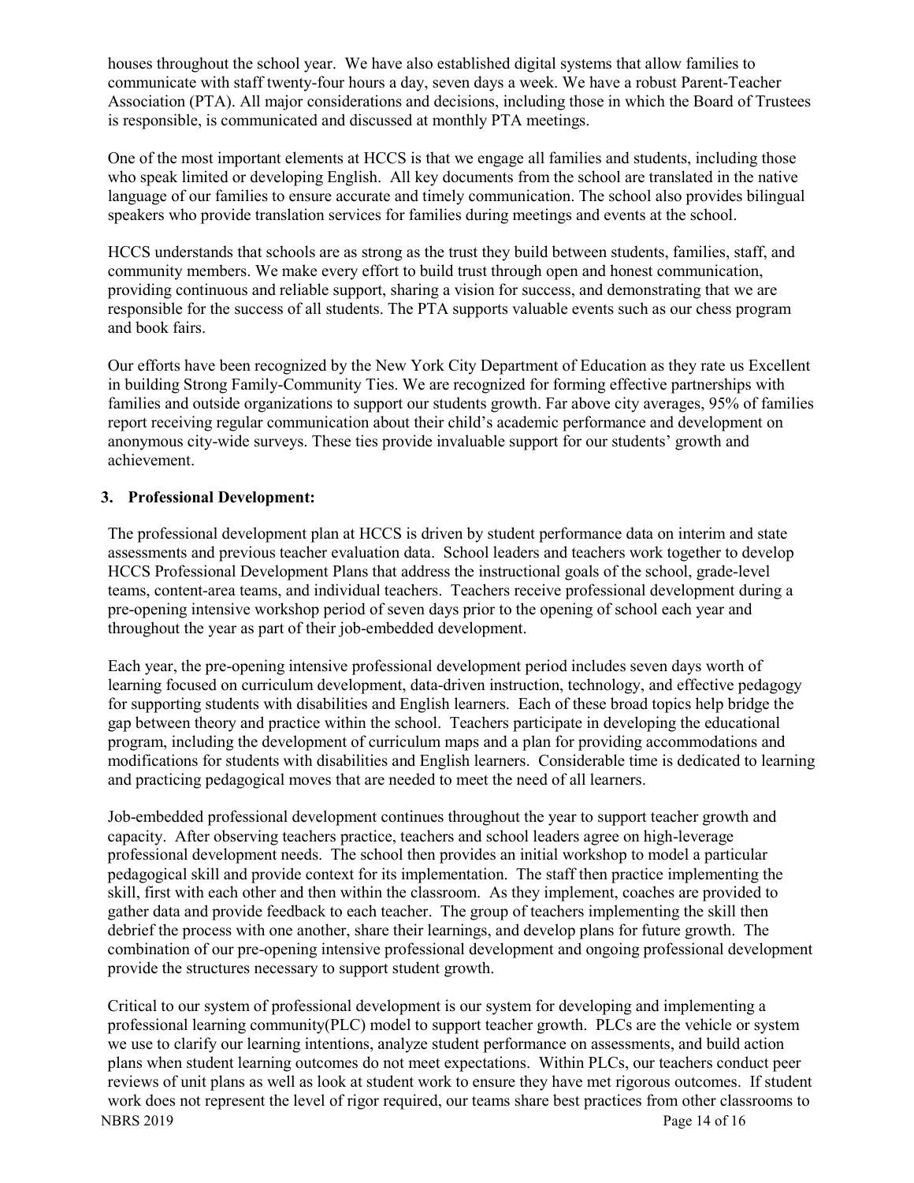houses throughout the school year. We have also established digital systems that allow families to communicate with staff twenty-four hours a day, seven days a week. We have a robust Parent-Teacher Association (PTA). All major considerations and decisions, including those in which the Board of Trustees is responsible, is communicated and discussed at monthly PTA meetings.

One of the most important elements at HCCS is that we engage all families and students, including those who speak limited or developing English. All key documents from the school are translated in the native language of our families to ensure accurate and timely communication. The school also provides bilingual speakers who provide translation services for families during meetings and events at the school.

HCCS understands that schools are as strong as the trust they build between students, families, staff, and community members. We make every effort to build trust through open and honest communication, providing continuous and reliable support, sharing a vision for success, and demonstrating that we are responsible for the success of all students. The PTA supports valuable events such as our chess program and book fairs.

Our efforts have been recognized by the New York City Department of Education as they rate us Excellent in building Strong Family-Community Ties. We are recognized for forming effective partnerships with families and outside organizations to support our students growth. Far above city averages, 95% of families report receiving regular communication about their child's academic performance and development on anonymous city-wide surveys. These ties provide invaluable support for our students' growth and achievement.

**3. Professional Development:**

The professional development plan at HCCS is driven by student performance data on interim and state assessments and previous teacher evaluation data. School leaders and teachers work together to develop HCCS Professional Development Plans that address the instructional goals of the school, grade-level teams, content-area teams, and individual teachers. Teachers receive professional development during a pre-opening intensive workshop period of seven days prior to the opening of school each year and throughout the year as part of their job-embedded development.

Each year, the pre-opening intensive professional development period includes seven days worth of learning focused on curriculum development, data-driven instruction, technology, and effective pedagogy for supporting students with disabilities and English learners. Each of these broad topics help bridge the gap between theory and practice within the school. Teachers participate in developing the educational program, including the development of curriculum maps and a plan for providing accommodations and modifications for students with disabilities and English learners. Considerable time is dedicated to learning and practicing pedagogical moves that are needed to meet the need of all learners.

Job-embedded professional development continues throughout the year to support teacher growth and capacity. After observing teachers practice, teachers and school leaders agree on high-leverage professional development needs. The school then provides an initial workshop to model a particular pedagogical skill and provide context for its implementation. The staff then practice implementing the skill, first with each other and then within the classroom. As they implement, coaches are provided to gather data and provide feedback to each teacher. The group of teachers implementing the skill then debrief the process with one another, share their learnings, and develop plans for future growth. The combination of our pre-opening intensive professional development and ongoing professional development provide the structures necessary to support student growth.

Critical to our system of professional development is our system for developing and implementing a professional learning community(PLC) model to support teacher growth. PLCs are the vehicle or system we use to clarify our learning intentions, analyze student performance on assessments, and build action plans when student learning outcomes do not meet expectations. Within PLCs, our teachers conduct peer reviews of unit plans as well as look at student work to ensure they have met rigorous outcomes. If student work does not represent the level of rigor required, our teams share best practices from other classrooms to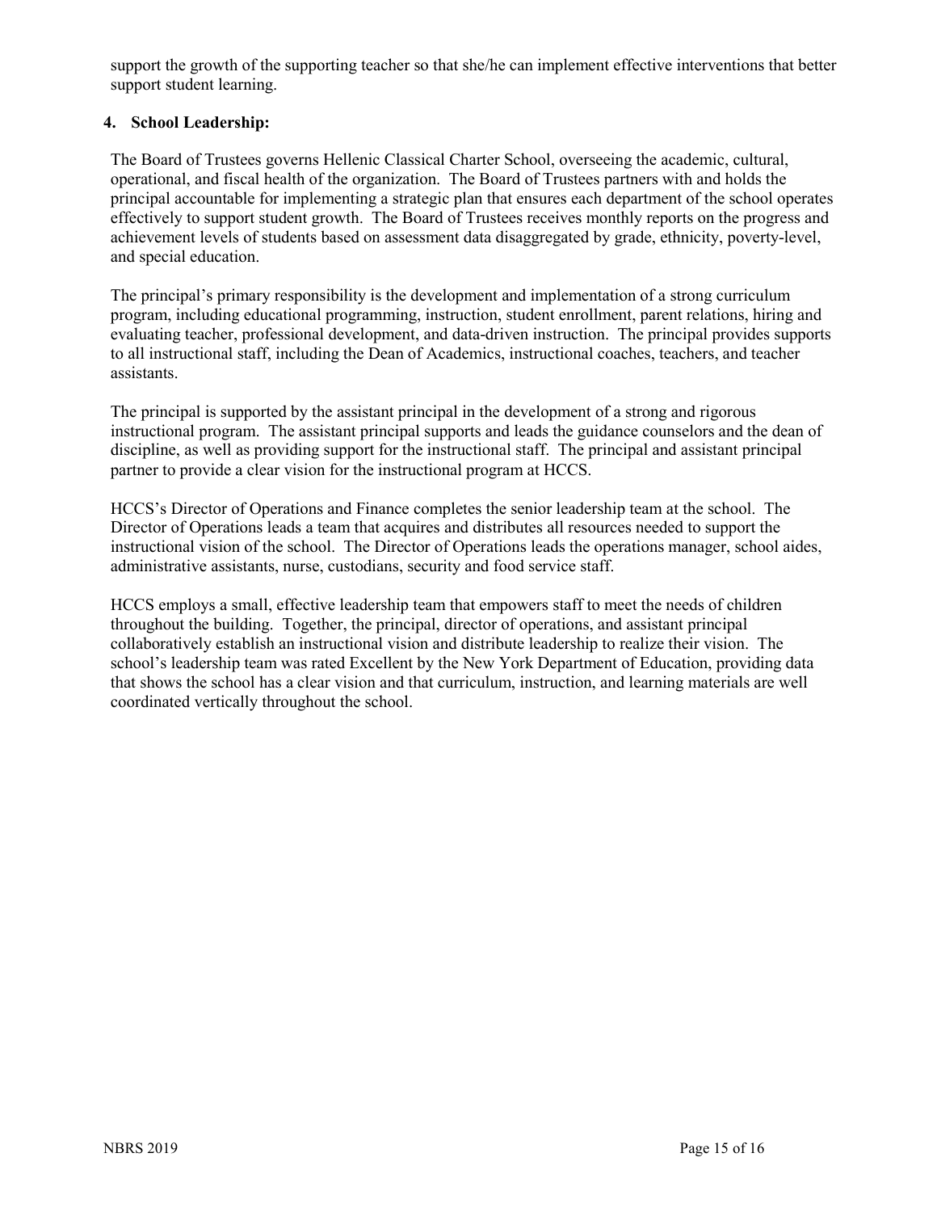support the growth of the supporting teacher so that she/he can implement effective interventions that better support student learning.

**4. School Leadership:**

The Board of Trustees governs Hellenic Classical Charter School, overseeing the academic, cultural, operational, and fiscal health of the organization. The Board of Trustees partners with and holds the principal accountable for implementing a strategic plan that ensures each department of the school operates effectively to support student growth. The Board of Trustees receives monthly reports on the progress and achievement levels of students based on assessment data disaggregated by grade, ethnicity, poverty-level, and special education.

The principal's primary responsibility is the development and implementation of a strong curriculum program, including educational programming, instruction, student enrollment, parent relations, hiring and evaluating teacher, professional development, and data-driven instruction. The principal provides supports to all instructional staff, including the Dean of Academics, instructional coaches, teachers, and teacher assistants.

The principal is supported by the assistant principal in the development of a strong and rigorous instructional program. The assistant principal supports and leads the guidance counselors and the dean of discipline, as well as providing support for the instructional staff. The principal and assistant principal partner to provide a clear vision for the instructional program at HCCS.

HCCS's Director of Operations and Finance completes the senior leadership team at the school. The Director of Operations leads a team that acquires and distributes all resources needed to support the instructional vision of the school. The Director of Operations leads the operations manager, school aides, administrative assistants, nurse, custodians, security and food service staff.

HCCS employs a small, effective leadership team that empowers staff to meet the needs of children throughout the building. Together, the principal, director of operations, and assistant principal collaboratively establish an instructional vision and distribute leadership to realize their vision. The school's leadership team was rated Excellent by the New York Department of Education, providing data that shows the school has a clear vision and that curriculum, instruction, and learning materials are well coordinated vertically throughout the school.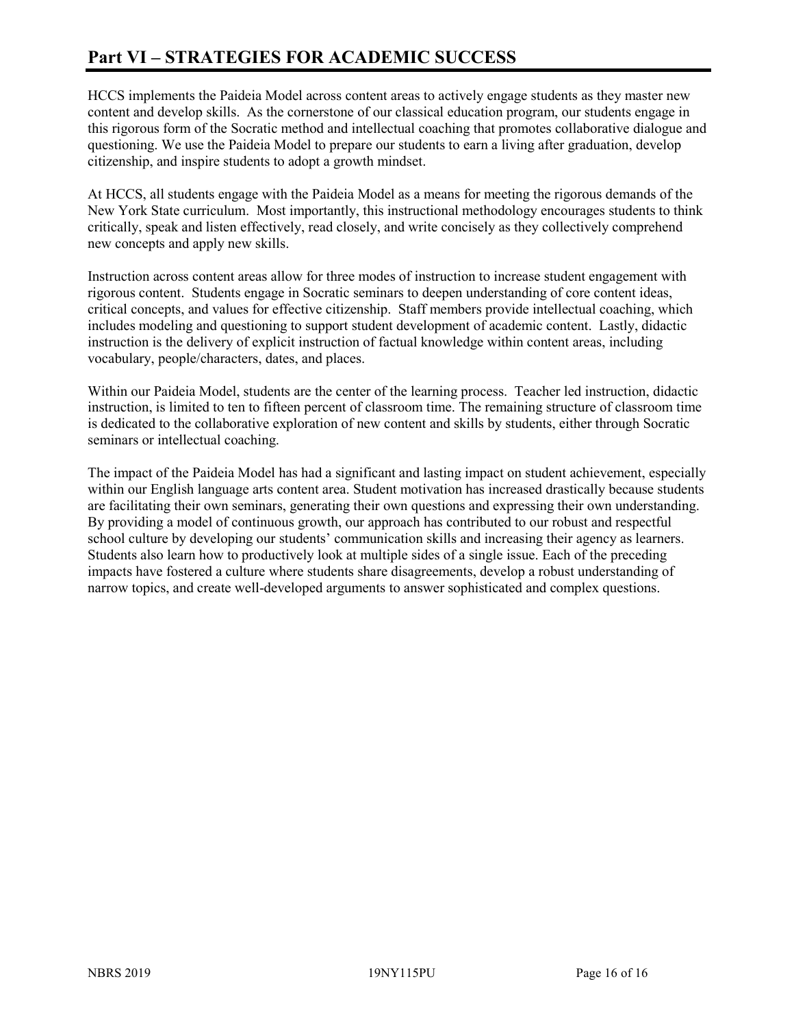# Part VI – STRATEGIES FOR ACADEMIC SUCCESS

HCCS implements the Paideia Model across content areas to actively engage students as they master new content and develop skills. As the cornerstone of our classical education program, our students engage in this rigorous form of the Socratic method and intellectual coaching that promotes collaborative dialogue and questioning. We use the Paideia Model to prepare our students to earn a living after graduation, develop citizenship, and inspire students to adopt a growth mindset.

At HCCS, all students engage with the Paideia Model as a means for meeting the rigorous demands of the New York State curriculum. Most importantly, this instructional methodology encourages students to think critically, speak and listen effectively, read closely, and write concisely as they collectively comprehend new concepts and apply new skills.

Instruction across content areas allow for three modes of instruction to increase student engagement with rigorous content. Students engage in Socratic seminars to deepen understanding of core content ideas, critical concepts, and values for effective citizenship. Staff members provide intellectual coaching, which includes modeling and questioning to support student development of academic content. Lastly, didactic instruction is the delivery of explicit instruction of factual knowledge within content areas, including vocabulary, people/characters, dates, and places.

Within our Paideia Model, students are the center of the learning process. Teacher led instruction, didactic instruction, is limited to ten to fifteen percent of classroom time. The remaining structure of classroom time is dedicated to the collaborative exploration of new content and skills by students, either through Socratic seminars or intellectual coaching.

The impact of the Paideia Model has had a significant and lasting impact on student achievement, especially within our English language arts content area. Student motivation has increased drastically because students are facilitating their own seminars, generating their own questions and expressing their own understanding. By providing a model of continuous growth, our approach has contributed to our robust and respectful school culture by developing our students' communication skills and increasing their agency as learners. Students also learn how to productively look at multiple sides of a single issue. Each of the preceding impacts have fostered a culture where students share disagreements, develop a robust understanding of narrow topics, and create well-developed arguments to answer sophisticated and complex questions.